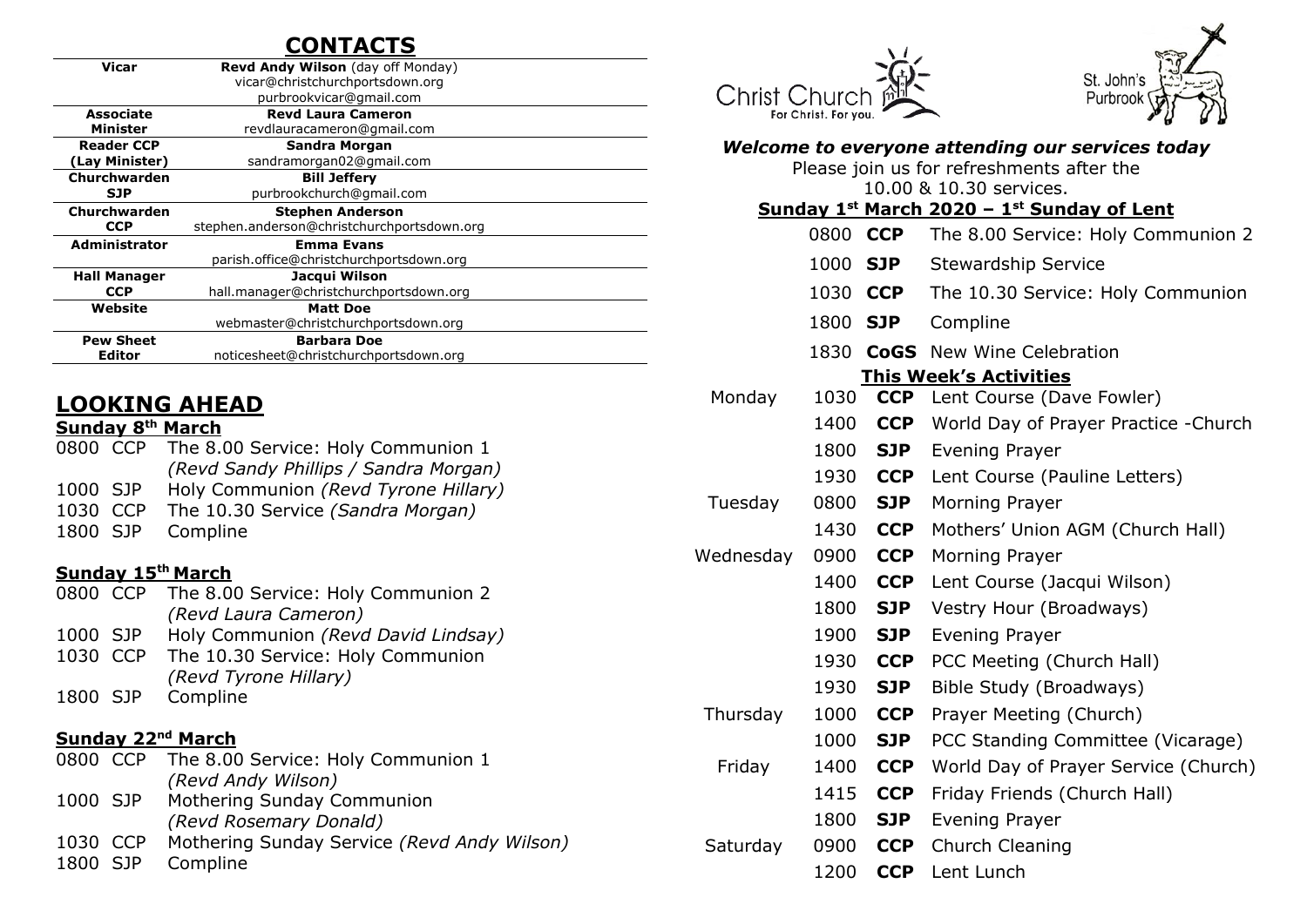## CONTACTS

| | |
|---|---|
| **Vicar** | **Revd Andy Wilson** (day off Monday)<br>vicar@christchurchportsdown.org<br>purbrookvicar@gmail.com |
| **Associate Minister** | **Revd Laura Cameron**<br>revdlauracameron@gmail.com |
| **Reader CCP (Lay Minister)** | **Sandra Morgan**<br>sandramorgan02@gmail.com |
| **Churchwarden SJP** | **Bill Jeffery**<br>purbrookchurch@gmail.com |
| **Churchwarden CCP** | **Stephen Anderson**<br>stephen.anderson@christchurchportsdown.org |
| **Administrator** | **Emma Evans**<br>parish.office@christchurchportsdown.org |
| **Hall Manager CCP** | **Jacqui Wilson**<br>hall.manager@christchurchportsdown.org |
| **Website** | **Matt Doe**<br>webmaster@christchurchportsdown.org |
| **Pew Sheet Editor** | **Barbara Doe**<br>noticesheet@christchurchportsdown.org |

## LOOKING AHEAD

**Sunday 8th March**

| | | |
|---|---|---|
| 0800 | CCP | The 8.00 Service: Holy Communion 1 *(Revd Sandy Phillips / Sandra Morgan)* |
| 1000 | SJP | Holy Communion *(Revd Tyrone Hillary)* |
| 1030 | CCP | The 10.30 Service *(Sandra Morgan)* |
| 1800 | SJP | Compline |

**Sunday 15th March**

| | | |
|---|---|---|
| 0800 | CCP | The 8.00 Service: Holy Communion 2 *(Revd Laura Cameron)* |
| 1000 | SJP | Holy Communion *(Revd David Lindsay)* |
| 1030 | CCP | The 10.30 Service: Holy Communion *(Revd Tyrone Hillary)* |
| 1800 | SJP | Compline |

**Sunday 22nd March**

| | | |
|---|---|---|
| 0800 | CCP | The 8.00 Service: Holy Communion 1 *(Revd Andy Wilson)* |
| 1000 | SJP | Mothering Sunday Communion *(Revd Rosemary Donald)* |
| 1030 | CCP | Mothering Sunday Service *(Revd Andy Wilson)* |
| 1800 | SJP | Compline |

Christ Church — For Christ. For you.

St. John's Purbrook

***Welcome to everyone attending our services today***

Please join us for refreshments after the 10.00 & 10.30 services.

**Sunday 1st March 2020 – 1st Sunday of Lent**

| | | |
|---|---|---|
| 0800 | **CCP** | The 8.00 Service: Holy Communion 2 |
| 1000 | **SJP** | Stewardship Service |
| 1030 | **CCP** | The 10.30 Service: Holy Communion |
| 1800 | **SJP** | Compline |
| 1830 | **CoGS** | New Wine Celebration |

**This Week's Activities**

| | | | |
|---|---|---|---|
| Monday | 1030 | **CCP** | Lent Course (Dave Fowler) |
| | 1400 | **CCP** | World Day of Prayer Practice -Church |
| | 1800 | **SJP** | Evening Prayer |
| | 1930 | **CCP** | Lent Course (Pauline Letters) |
| Tuesday | 0800 | **SJP** | Morning Prayer |
| | 1430 | **CCP** | Mothers' Union AGM (Church Hall) |
| Wednesday | 0900 | **CCP** | Morning Prayer |
| | 1400 | **CCP** | Lent Course (Jacqui Wilson) |
| | 1800 | **SJP** | Vestry Hour (Broadways) |
| | 1900 | **SJP** | Evening Prayer |
| | 1930 | **CCP** | PCC Meeting (Church Hall) |
| | 1930 | **SJP** | Bible Study (Broadways) |
| Thursday | 1000 | **CCP** | Prayer Meeting (Church) |
| | 1000 | **SJP** | PCC Standing Committee (Vicarage) |
| Friday | 1400 | **CCP** | World Day of Prayer Service (Church) |
| | 1415 | **CCP** | Friday Friends (Church Hall) |
| | 1800 | **SJP** | Evening Prayer |
| Saturday | 0900 | **CCP** | Church Cleaning |
| | 1200 | **CCP** | Lent Lunch |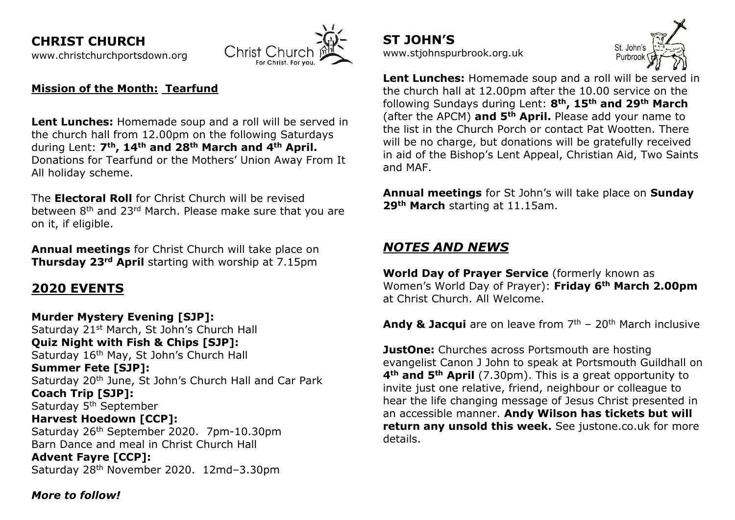## CHRIST CHURCH

www.christchurchportsdown.org

**Mission of the Month: Tearfund**

**Lent Lunches:** Homemade soup and a roll will be served in the church hall from 12.00pm on the following Saturdays during Lent: **7th, 14th and 28th March and 4th April.** Donations for Tearfund or the Mothers' Union Away From It All holiday scheme.

The **Electoral Roll** for Christ Church will be revised between 8th and 23rd March. Please make sure that you are on it, if eligible.

**Annual meetings** for Christ Church will take place on **Thursday 23rd April** starting with worship at 7.15pm

## 2020 EVENTS

**Murder Mystery Evening [SJP]:**
Saturday 21st March, St John's Church Hall
**Quiz Night with Fish & Chips [SJP]:**
Saturday 16th May, St John's Church Hall
**Summer Fete [SJP]:**
Saturday 20th June, St John's Church Hall and Car Park
**Coach Trip [SJP]:**
Saturday 5th September
**Harvest Hoedown [CCP]:**
Saturday 26th September 2020. 7pm-10.30pm
Barn Dance and meal in Christ Church Hall
**Advent Fayre [CCP]:**
Saturday 28th November 2020. 12md–3.30pm

***More to follow!***

## ST JOHN'S

www.stjohnspurbrook.org.uk

**Lent Lunches:** Homemade soup and a roll will be served in the church hall at 12.00pm after the 10.00 service on the following Sundays during Lent: **8th, 15th and 29th March** (after the APCM) **and 5th April.** Please add your name to the list in the Church Porch or contact Pat Wootten. There will be no charge, but donations will be gratefully received in aid of the Bishop's Lent Appeal, Christian Aid, Two Saints and MAF.

**Annual meetings** for St John's will take place on **Sunday 29th March** starting at 11.15am.

## *NOTES AND NEWS*

**World Day of Prayer Service** (formerly known as Women's World Day of Prayer): **Friday 6th March 2.00pm** at Christ Church. All Welcome.

**Andy & Jacqui** are on leave from 7th – 20th March inclusive

**JustOne:** Churches across Portsmouth are hosting evangelist Canon J John to speak at Portsmouth Guildhall on **4th and 5th April** (7.30pm). This is a great opportunity to invite just one relative, friend, neighbour or colleague to hear the life changing message of Jesus Christ presented in an accessible manner. **Andy Wilson has tickets but will return any unsold this week.** See justone.co.uk for more details.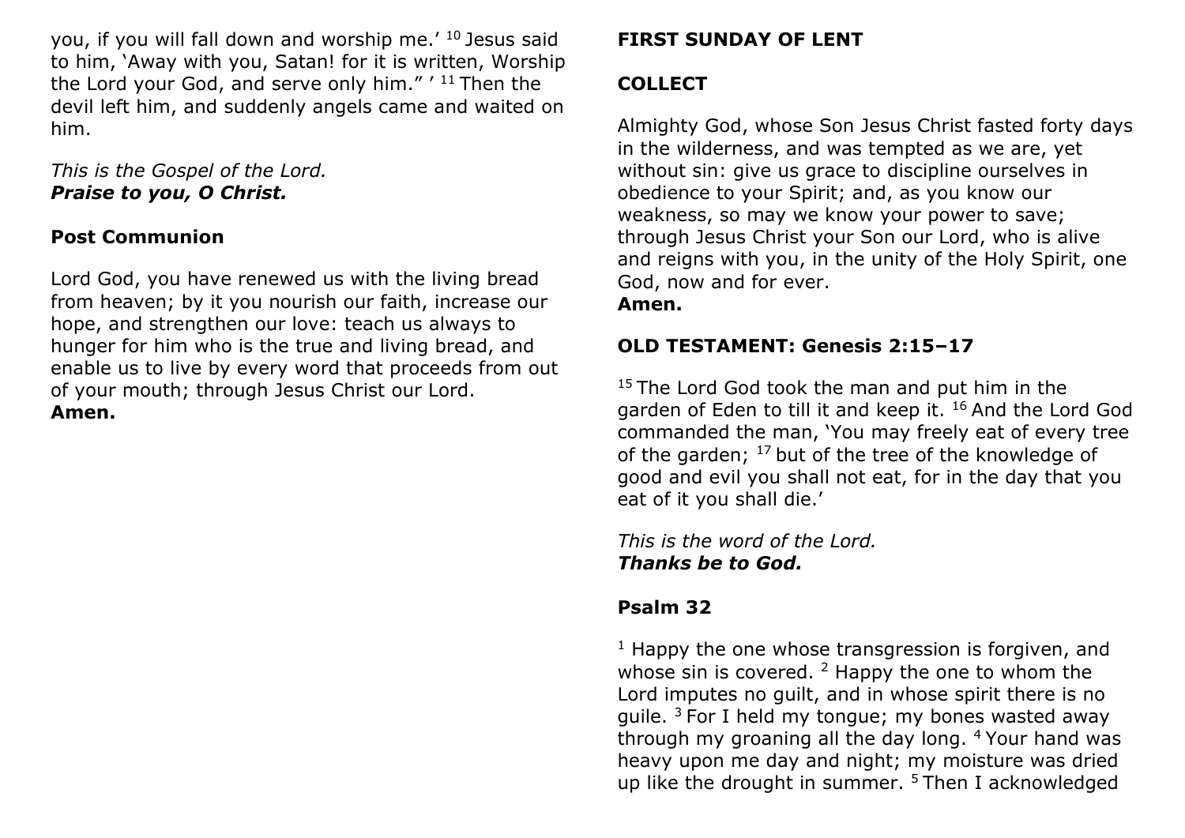you, if you will fall down and worship me.' [10] Jesus said to him, 'Away with you, Satan! for it is written, Worship the Lord your God, and serve only him." ' [11] Then the devil left him, and suddenly angels came and waited on him.

*This is the Gospel of the Lord.*
***Praise to you, O Christ.***

**Post Communion**

Lord God, you have renewed us with the living bread from heaven; by it you nourish our faith, increase our hope, and strengthen our love: teach us always to hunger for him who is the true and living bread, and enable us to live by every word that proceeds from out of your mouth; through Jesus Christ our Lord.
**Amen.**

**FIRST SUNDAY OF LENT**

**COLLECT**

Almighty God, whose Son Jesus Christ fasted forty days in the wilderness, and was tempted as we are, yet without sin: give us grace to discipline ourselves in obedience to your Spirit; and, as you know our weakness, so may we know your power to save; through Jesus Christ your Son our Lord, who is alive and reigns with you, in the unity of the Holy Spirit, one God, now and for ever.
**Amen.**

**OLD TESTAMENT: Genesis 2:15–17**

[15] The Lord God took the man and put him in the garden of Eden to till it and keep it. [16] And the Lord God commanded the man, 'You may freely eat of every tree of the garden; [17] but of the tree of the knowledge of good and evil you shall not eat, for in the day that you eat of it you shall die.'

*This is the word of the Lord.*
***Thanks be to God.***

**Psalm 32**

[1] Happy the one whose transgression is forgiven, and whose sin is covered. [2] Happy the one to whom the Lord imputes no guilt, and in whose spirit there is no guile. [3] For I held my tongue; my bones wasted away through my groaning all the day long. [4] Your hand was heavy upon me day and night; my moisture was dried up like the drought in summer. [5] Then I acknowledged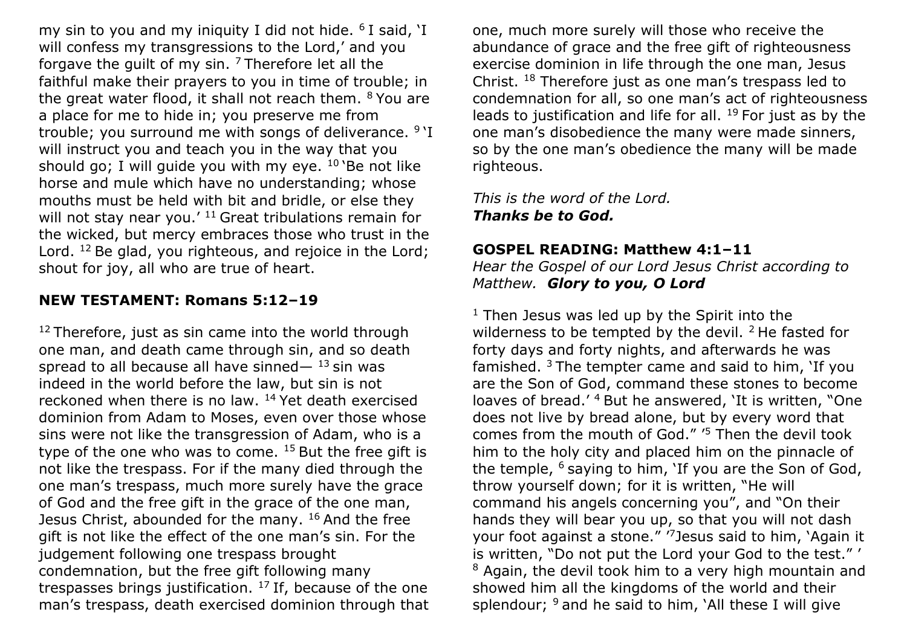my sin to you and my iniquity I did not hide. [6] I said, 'I will confess my transgressions to the Lord,' and you forgave the guilt of my sin. [7] Therefore let all the faithful make their prayers to you in time of trouble; in the great water flood, it shall not reach them. [8] You are a place for me to hide in; you preserve me from trouble; you surround me with songs of deliverance. [9] 'I will instruct you and teach you in the way that you should go; I will guide you with my eye. [10] 'Be not like horse and mule which have no understanding; whose mouths must be held with bit and bridle, or else they will not stay near you.' [11] Great tribulations remain for the wicked, but mercy embraces those who trust in the Lord. [12] Be glad, you righteous, and rejoice in the Lord; shout for joy, all who are true of heart.

**NEW TESTAMENT: Romans 5:12–19**

[12] Therefore, just as sin came into the world through one man, and death came through sin, and so death spread to all because all have sinned— [13] sin was indeed in the world before the law, but sin is not reckoned when there is no law. [14] Yet death exercised dominion from Adam to Moses, even over those whose sins were not like the transgression of Adam, who is a type of the one who was to come. [15] But the free gift is not like the trespass. For if the many died through the one man's trespass, much more surely have the grace of God and the free gift in the grace of the one man, Jesus Christ, abounded for the many. [16] And the free gift is not like the effect of the one man's sin. For the judgement following one trespass brought condemnation, but the free gift following many trespasses brings justification. [17] If, because of the one man's trespass, death exercised dominion through that one, much more surely will those who receive the abundance of grace and the free gift of righteousness exercise dominion in life through the one man, Jesus Christ. [18] Therefore just as one man's trespass led to condemnation for all, so one man's act of righteousness leads to justification and life for all. [19] For just as by the one man's disobedience the many were made sinners, so by the one man's obedience the many will be made righteous.

*This is the word of the Lord.*
***Thanks be to God.***

**GOSPEL READING: Matthew 4:1–11**

*Hear the Gospel of our Lord Jesus Christ according to Matthew.* ***Glory to you, O Lord***

[1] Then Jesus was led up by the Spirit into the wilderness to be tempted by the devil. [2] He fasted for forty days and forty nights, and afterwards he was famished. [3] The tempter came and said to him, 'If you are the Son of God, command these stones to become loaves of bread.' [4] But he answered, 'It is written, "One does not live by bread alone, but by every word that comes from the mouth of God." ' [5] Then the devil took him to the holy city and placed him on the pinnacle of the temple, [6] saying to him, 'If you are the Son of God, throw yourself down; for it is written, "He will command his angels concerning you", and "On their hands they will bear you up, so that you will not dash your foot against a stone." ' [7] Jesus said to him, 'Again it is written, "Do not put the Lord your God to the test." ' [8] Again, the devil took him to a very high mountain and showed him all the kingdoms of the world and their splendour; [9] and he said to him, 'All these I will give